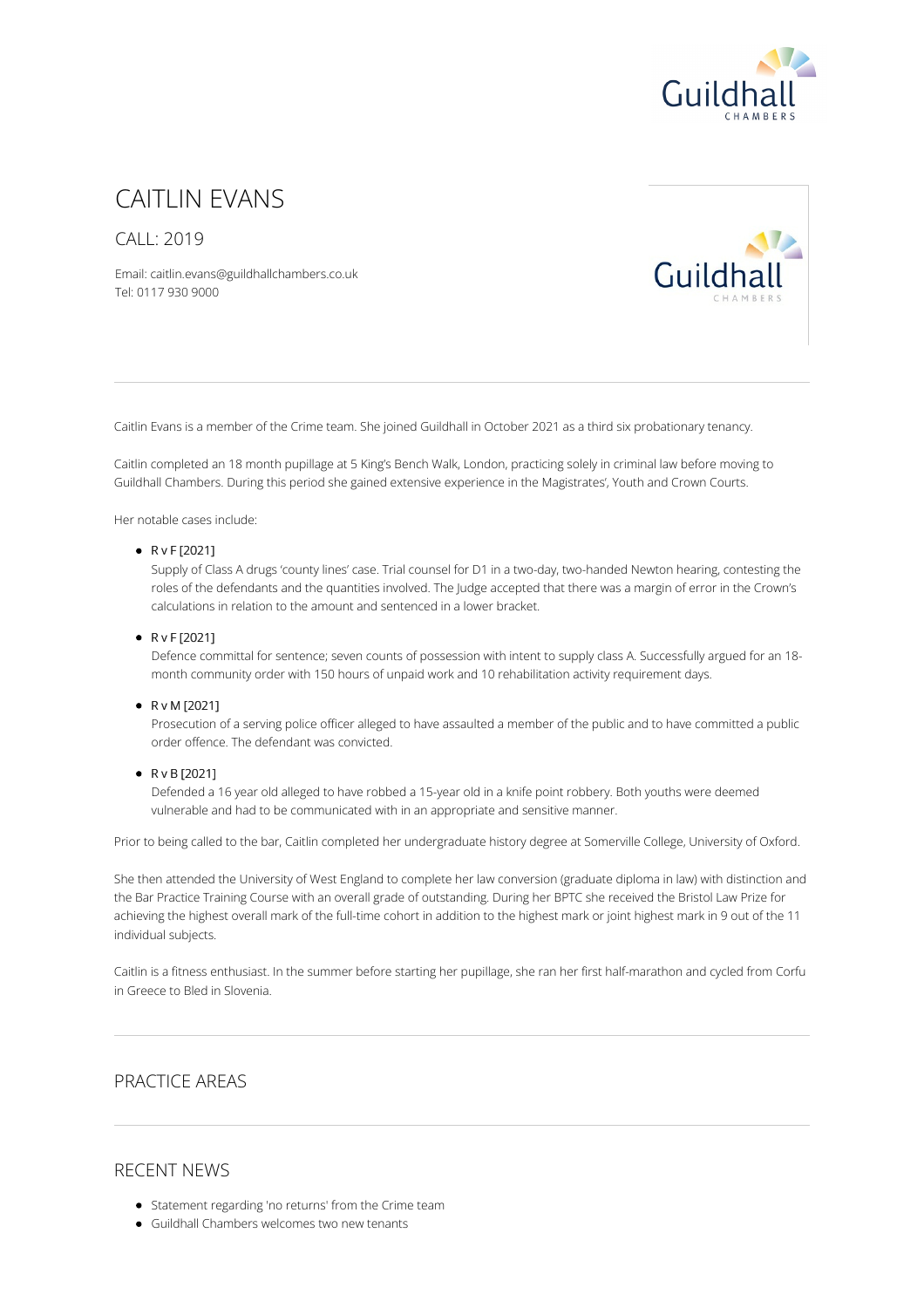# CAITLIN EVANS

## CALL: 2019

Email: caitlin.evans@guildhallchambers.co.uk
Tel: 0117 930 9000

---

Caitlin Evans is a member of the Crime team. She joined Guildhall in October 2021 as a third six probationary tenancy.

Caitlin completed an 18 month pupillage at 5 King's Bench Walk, London, practicing solely in criminal law before moving to Guildhall Chambers. During this period she gained extensive experience in the Magistrates', Youth and Crown Courts.

Her notable cases include:

- R v F [2021]
  Supply of Class A drugs 'county lines' case. Trial counsel for D1 in a two-day, two-handed Newton hearing, contesting the roles of the defendants and the quantities involved. The Judge accepted that there was a margin of error in the Crown's calculations in relation to the amount and sentenced in a lower bracket.
- R v F [2021]
  Defence committal for sentence; seven counts of possession with intent to supply class A. Successfully argued for an 18-month community order with 150 hours of unpaid work and 10 rehabilitation activity requirement days.
- R v M [2021]
  Prosecution of a serving police officer alleged to have assaulted a member of the public and to have committed a public order offence. The defendant was convicted.
- R v B [2021]
  Defended a 16 year old alleged to have robbed a 15-year old in a knife point robbery. Both youths were deemed vulnerable and had to be communicated with in an appropriate and sensitive manner.

Prior to being called to the bar, Caitlin completed her undergraduate history degree at Somerville College, University of Oxford.

She then attended the University of West England to complete her law conversion (graduate diploma in law) with distinction and the Bar Practice Training Course with an overall grade of outstanding. During her BPTC she received the Bristol Law Prize for achieving the highest overall mark of the full-time cohort in addition to the highest mark or joint highest mark in 9 out of the 11 individual subjects.

Caitlin is a fitness enthusiast. In the summer before starting her pupillage, she ran her first half-marathon and cycled from Corfu in Greece to Bled in Slovenia.

---

## PRACTICE AREAS

---

## RECENT NEWS

- Statement regarding 'no returns' from the Crime team
- Guildhall Chambers welcomes two new tenants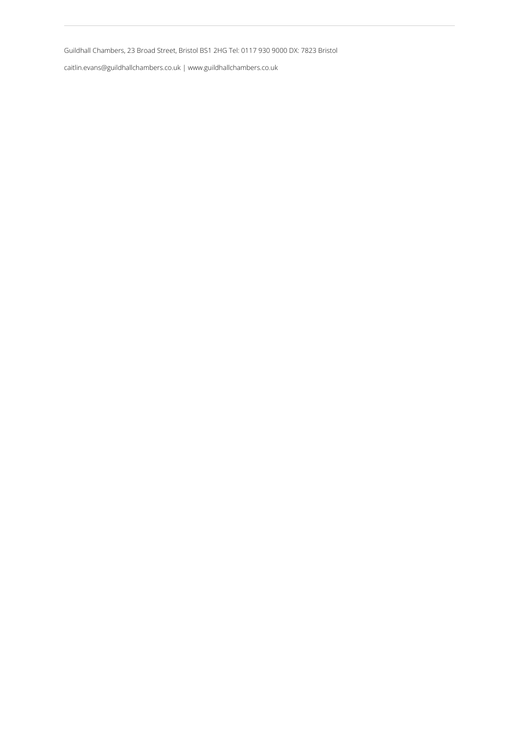Guildhall Chambers, 23 Broad Street, Bristol BS1 2HG Tel: 0117 930 9000 DX: 7823 Bristol

caitlin.evans@guildhallchambers.co.uk | www.guildhallchambers.co.uk